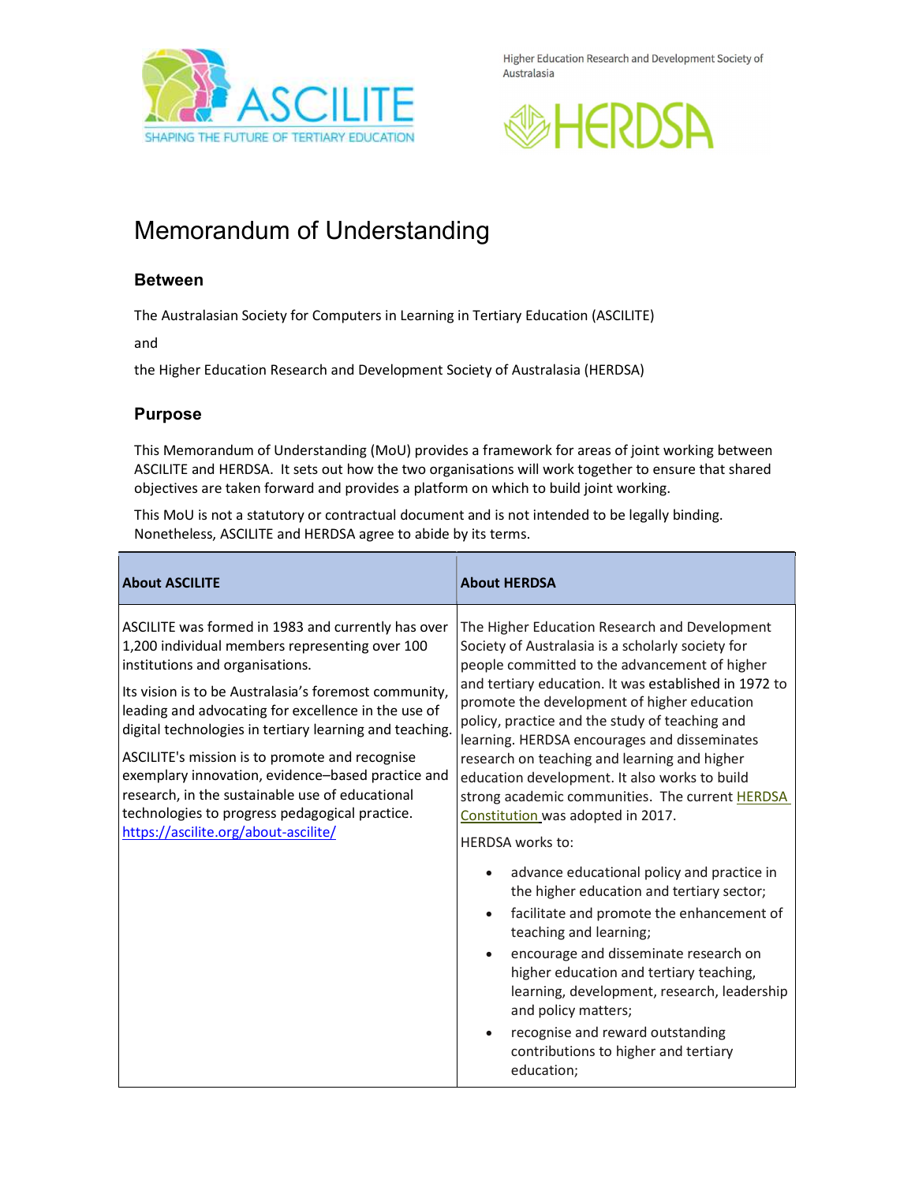# Memorandum of Understanding

## Between

The Australasian Society for Computers in Learning in Tertiary Education (ASCILITE)

and

the Higher Education Research and Development Society of Australasia (HERDSA)

## Purpose

This Memorandum of Understanding (MoU) provides a framework for areas of joint working between ASCILITE and HERDSA. It sets out how the two organisations will work together to ensure that shared objectives are taken forward and provides a platform on which to build joint working.

This MoU is not a statutory or contractual document and is not intended to be legally binding. Nonetheless, ASCILITE and HERDSA agree to abide by its terms.

| **About ASCILITE** | **About HERDSA** |
|---|---|
| ASCILITE was formed in 1983 and currently has over 1,200 individual members representing over 100 institutions and organisations.<br><br>Its vision is to be Australasia's foremost community, leading and advocating for excellence in the use of digital technologies in tertiary learning and teaching.<br><br>ASCILITE's mission is to promote and recognise exemplary innovation, evidence–based practice and research, in the sustainable use of educational technologies to progress pedagogical practice. https://ascilite.org/about-ascilite/ | The Higher Education Research and Development Society of Australasia is a scholarly society for people committed to the advancement of higher and tertiary education. It was established in 1972 to promote the development of higher education policy, practice and the study of teaching and learning. HERDSA encourages and disseminates research on teaching and learning and higher education development. It also works to build strong academic communities. The current HERDSA Constitution was adopted in 2017.<br><br>HERDSA works to:<br><br>• advance educational policy and practice in the higher education and tertiary sector;<br>• facilitate and promote the enhancement of teaching and learning;<br>• encourage and disseminate research on higher education and tertiary teaching, learning, development, research, leadership and policy matters;<br>• recognise and reward outstanding contributions to higher and tertiary education; |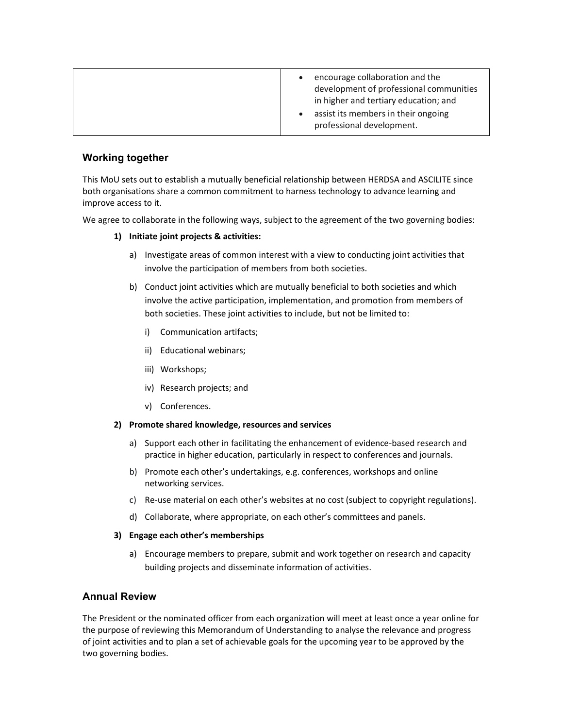| | • encourage collaboration and the development of professional communities in higher and tertiary education; and<br>• assist its members in their ongoing professional development. |
|---|---|

## Working together

This MoU sets out to establish a mutually beneficial relationship between HERDSA and ASCILITE since both organisations share a common commitment to harness technology to advance learning and improve access to it.

We agree to collaborate in the following ways, subject to the agreement of the two governing bodies:

**1) Initiate joint projects & activities:**

a) Investigate areas of common interest with a view to conducting joint activities that involve the participation of members from both societies.

b) Conduct joint activities which are mutually beneficial to both societies and which involve the active participation, implementation, and promotion from members of both societies. These joint activities to include, but not be limited to:

i) Communication artifacts;

ii) Educational webinars;

iii) Workshops;

iv) Research projects; and

v) Conferences.

**2) Promote shared knowledge, resources and services**

a) Support each other in facilitating the enhancement of evidence-based research and practice in higher education, particularly in respect to conferences and journals.

b) Promote each other's undertakings, e.g. conferences, workshops and online networking services.

c) Re-use material on each other's websites at no cost (subject to copyright regulations).

d) Collaborate, where appropriate, on each other's committees and panels.

**3) Engage each other's memberships**

a) Encourage members to prepare, submit and work together on research and capacity building projects and disseminate information of activities.

## Annual Review

The President or the nominated officer from each organization will meet at least once a year online for the purpose of reviewing this Memorandum of Understanding to analyse the relevance and progress of joint activities and to plan a set of achievable goals for the upcoming year to be approved by the two governing bodies.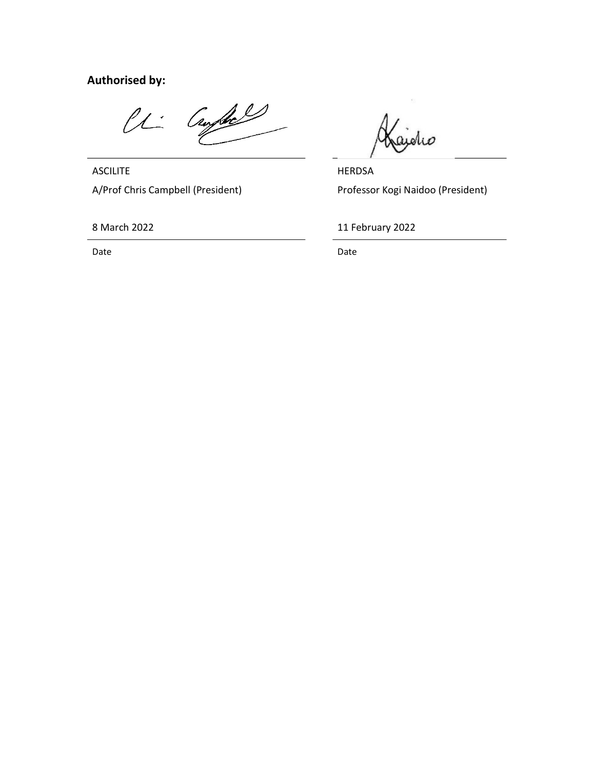**Authorised by:**

| | |
|---|---|
| ASCILITE | HERDSA |
| A/Prof Chris Campbell (President) | Professor Kogi Naidoo (President) |
| 8 March 2022 | 11 February 2022 |
| Date | Date |